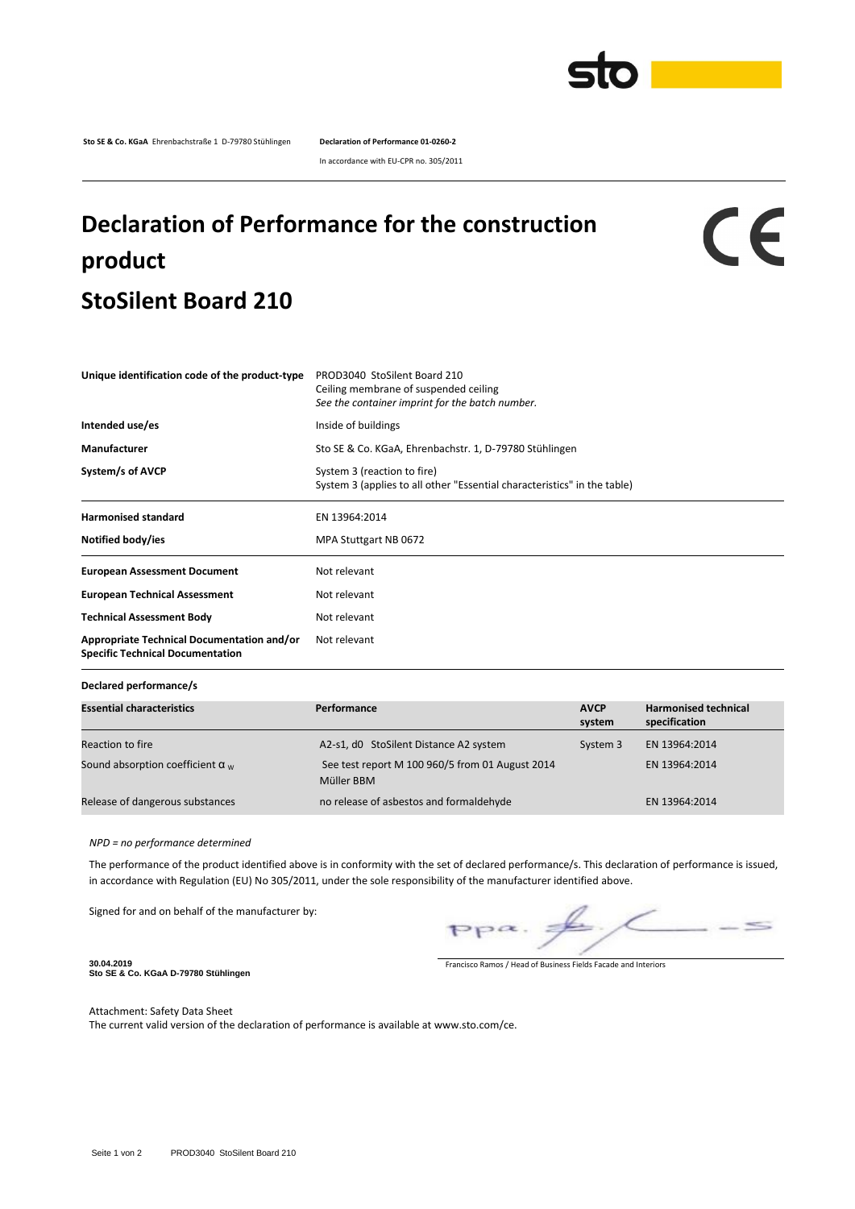**Sto SE & Co. KGaA** Ehrenbachstraße 1 D-79780 Stühlingen **Declaration of Performance 01-0260-2**

In accordance with EU-CPR no. 305/2011

# Declaration of Performance for the construction product StoSilent Board 210

CE

| | |
|---|---|
| **Unique identification code of the product-type** | PROD3040 StoSilent Board 210<br>Ceiling membrane of suspended ceiling<br>*See the container imprint for the batch number.* |
| **Intended use/es** | Inside of buildings |
| **Manufacturer** | Sto SE & Co. KGaA, Ehrenbachstr. 1, D-79780 Stühlingen |
| **System/s of AVCP** | System 3 (reaction to fire)<br>System 3 (applies to all other "Essential characteristics" in the table) |
| **Harmonised standard** | EN 13964:2014 |
| **Notified body/ies** | MPA Stuttgart NB 0672 |
| **European Assessment Document** | Not relevant |
| **European Technical Assessment** | Not relevant |
| **Technical Assessment Body** | Not relevant |
| **Appropriate Technical Documentation and/or Specific Technical Documentation** | Not relevant |

**Declared performance/s**

| Essential characteristics | Performance | AVCP system | Harmonised technical specification |
|---|---|---|---|
| Reaction to fire | A2-s1, d0 StoSilent Distance A2 system | System 3 | EN 13964:2014 |
| Sound absorption coefficient $\alpha_w$ | See test report M 100 960/5 from 01 August 2014 Müller BBM | | EN 13964:2014 |
| Release of dangerous substances | no release of asbestos and formaldehyde | | EN 13964:2014 |

*NPD = no performance determined*

The performance of the product identified above is in conformity with the set of declared performance/s. This declaration of performance is issued, in accordance with Regulation (EU) No 305/2011, under the sole responsibility of the manufacturer identified above.

Signed for and on behalf of the manufacturer by:

ppa.

Francisco Ramos / Head of Business Fields Facade and Interiors

**30.04.2019**
**Sto SE & Co. KGaA D-79780 Stühlingen**

Attachment: Safety Data Sheet
The current valid version of the declaration of performance is available at www.sto.com/ce.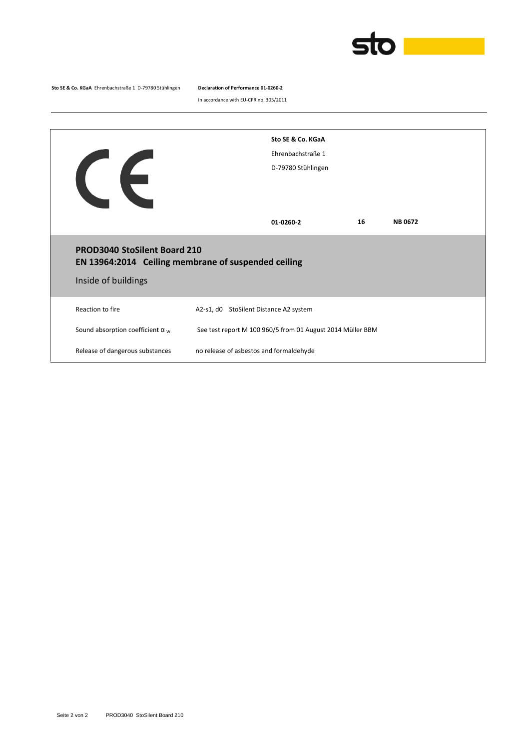**Sto SE & Co. KGaA** Ehrenbachstraße 1 D-79780 Stühlingen

**Declaration of Performance 01-0260-2**

In accordance with EU-CPR no. 305/2011

CE

**Sto SE & Co. KGaA**

Ehrenbachstraße 1

D-79780 Stühlingen

**01-0260-2** **16** **NB 0672**

## PROD3040 StoSilent Board 210

## EN 13964:2014 Ceiling membrane of suspended ceiling

Inside of buildings

| | |
|---|---|
| Reaction to fire | A2-s1, d0 StoSilent Distance A2 system |
| Sound absorption coefficient $\alpha_w$ | See test report M 100 960/5 from 01 August 2014 Müller BBM |
| Release of dangerous substances | no release of asbestos and formaldehyde |